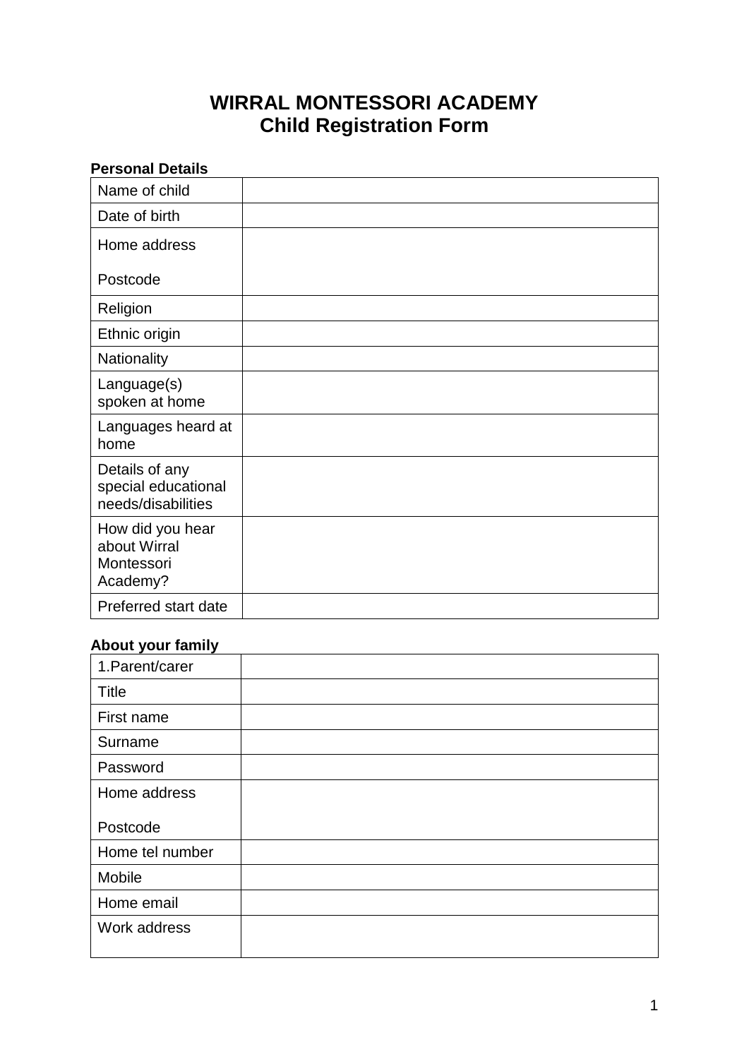# WIRRAL MONTESSORI ACADEMY
## Child Registration Form

**Personal Details**

| | |
|---|---|
| Name of child | |
| Date of birth | |
| Home address<br><br>Postcode | |
| Religion | |
| Ethnic origin | |
| Nationality | |
| Language(s) spoken at home | |
| Languages heard at home | |
| Details of any special educational needs/disabilities | |
| How did you hear about Wirral Montessori Academy? | |
| Preferred start date | |

**About your family**

| | |
|---|---|
| 1.Parent/carer | |
| Title | |
| First name | |
| Surname | |
| Password | |
| Home address<br><br>Postcode | |
| Home tel number | |
| Mobile | |
| Home email | |
| Work address | |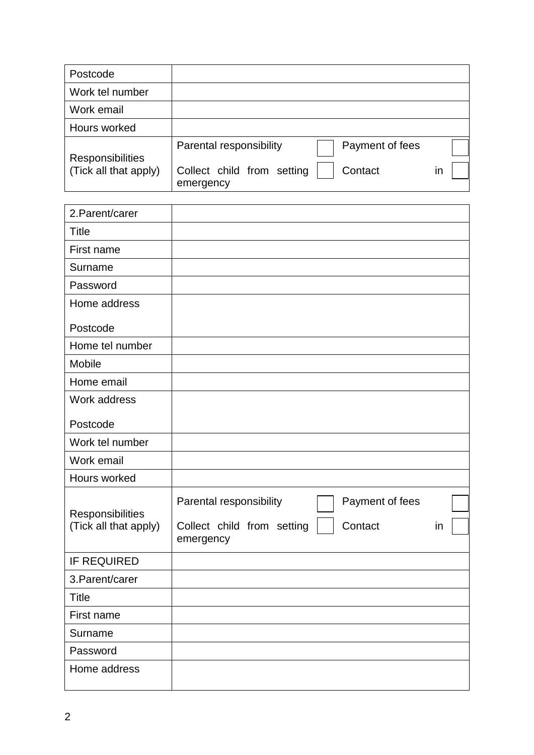| Postcode | |
|---|---|
| Work tel number | |
| Work email | |
| Hours worked | |
| Responsibilities (Tick all that apply) | Parental responsibility ☐ Payment of fees ☐<br>Collect child from setting ☐ Contact in emergency ☐ |

| 2.Parent/carer | |
|---|---|
| Title | |
| First name | |
| Surname | |
| Password | |
| Home address<br><br>Postcode | |
| Home tel number | |
| Mobile | |
| Home email | |
| Work address<br><br>Postcode | |
| Work tel number | |
| Work email | |
| Hours worked | |
| Responsibilities (Tick all that apply) | Parental responsibility ☐ Payment of fees ☐<br>Collect child from setting ☐ Contact in emergency ☐ |
| IF REQUIRED | |
| 3.Parent/carer | |
| Title | |
| First name | |
| Surname | |
| Password | |
| Home address | |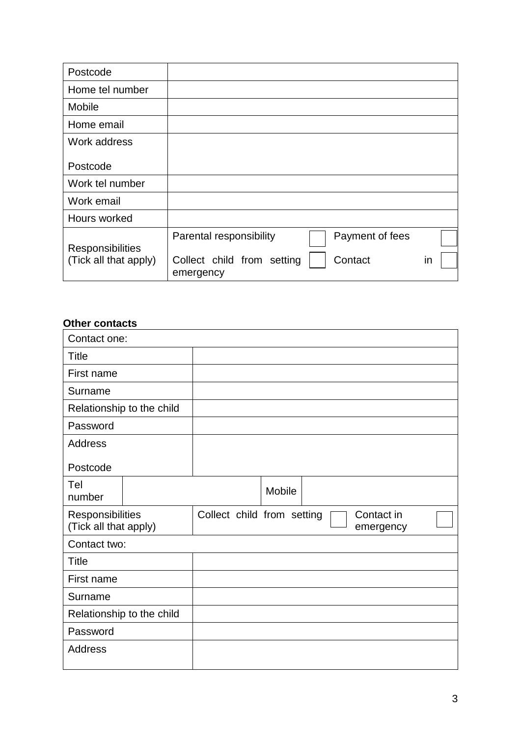| Postcode | |
|---|---|
| Home tel number | |
| Mobile | |
| Home email | |
| Work address<br><br>Postcode | |
| Work tel number | |
| Work email | |
| Hours worked | |
| Responsibilities<br>(Tick all that apply) | Parental responsibility ☐ Payment of fees ☐<br>Collect child from setting ☐ Contact in emergency ☐ |

**Other contacts**

| Contact one: | | | |
|---|---|---|---|
| Title | | | |
| First name | | | |
| Surname | | | |
| Relationship to the child | | | |
| Password | | | |
| Address<br><br>Postcode | | | |
| Tel number | | Mobile | |
| Responsibilities<br>(Tick all that apply) | Collect child from setting ☐ Contact in emergency ☐ | | |
| Contact two: | | | |
| Title | | | |
| First name | | | |
| Surname | | | |
| Relationship to the child | | | |
| Password | | | |
| Address | | | |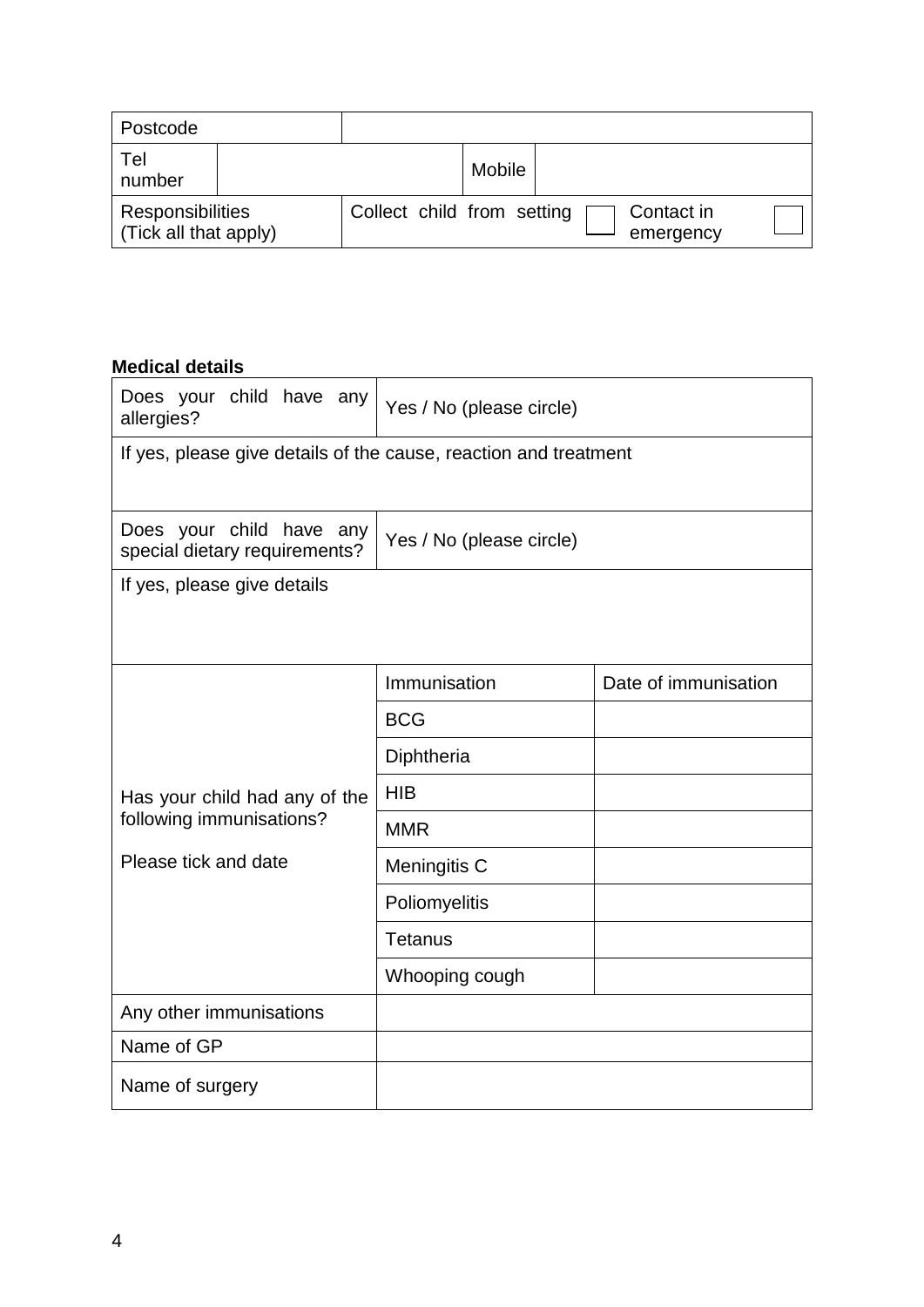| Postcode | | | |
|---|---|---|---|
| Tel number | | Mobile | |
| Responsibilities (Tick all that apply) | Collect child from setting ☐ | Contact in emergency ☐ | |

**Medical details**

| Does your child have any allergies? | Yes / No (please circle) | |
|---|---|---|
| If yes, please give details of the cause, reaction and treatment | | |
| Does your child have any special dietary requirements? | Yes / No (please circle) | |
| If yes, please give details | | |
| Has your child had any of the following immunisations? Please tick and date | Immunisation | Date of immunisation |
| | BCG | |
| | Diphtheria | |
| | HIB | |
| | MMR | |
| | Meningitis C | |
| | Poliomyelitis | |
| | Tetanus | |
| | Whooping cough | |
| Any other immunisations | | |
| Name of GP | | |
| Name of surgery | | |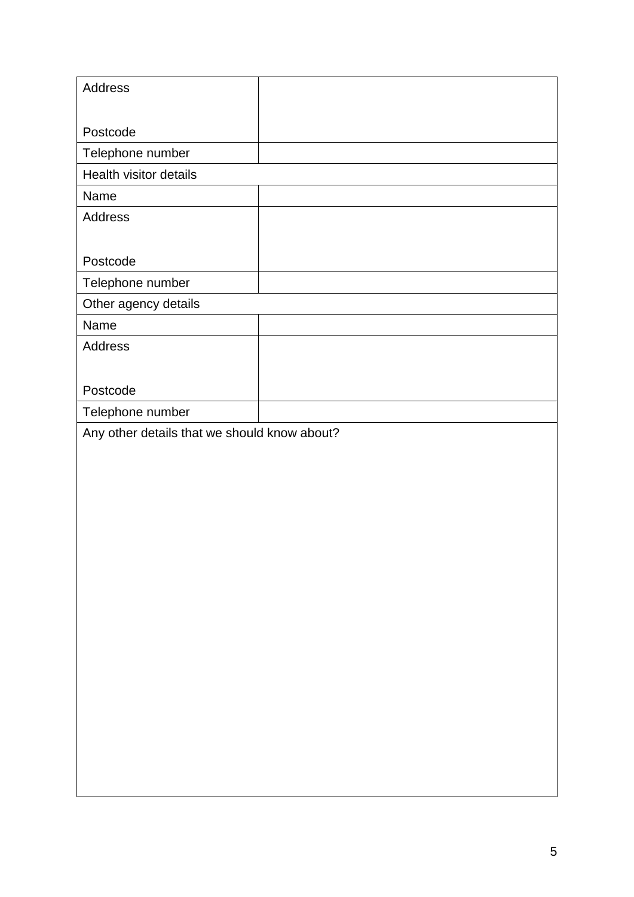| | |
|---|---|
| Address<br><br>Postcode | |
| Telephone number | |
| Health visitor details | |
| Name | |
| Address<br><br>Postcode | |
| Telephone number | |
| Other agency details | |
| Name | |
| Address<br><br>Postcode | |
| Telephone number | |
| Any other details that we should know about? | |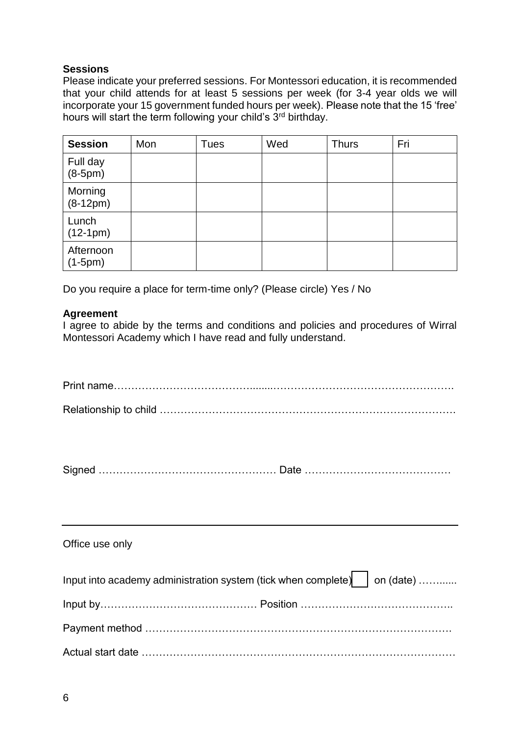**Sessions**

Please indicate your preferred sessions. For Montessori education, it is recommended that your child attends for at least 5 sessions per week (for 3-4 year olds we will incorporate your 15 government funded hours per week). Please note that the 15 'free' hours will start the term following your child's 3rd birthday.

| Session | Mon | Tues | Wed | Thurs | Fri |
|---|---|---|---|---|---|
| Full day (8-5pm) | | | | | |
| Morning (8-12pm) | | | | | |
| Lunch (12-1pm) | | | | | |
| Afternoon (1-5pm) | | | | | |

Do you require a place for term-time only? (Please circle) Yes / No

**Agreement**

I agree to abide by the terms and conditions and policies and procedures of Wirral Montessori Academy which I have read and fully understand.

Print name……………………………………........…………………………………………….

Relationship to child ……………………………………………………………………………

Signed …………….…………………………… Date ……………………………………

---

Office use only

Input into academy administration system (tick when complete) ☐ on (date) ……......

Input by……………………………………… Position ……………………………………..

Payment method …………………………………………………………………………….

Actual start date ……………………………………………………………………………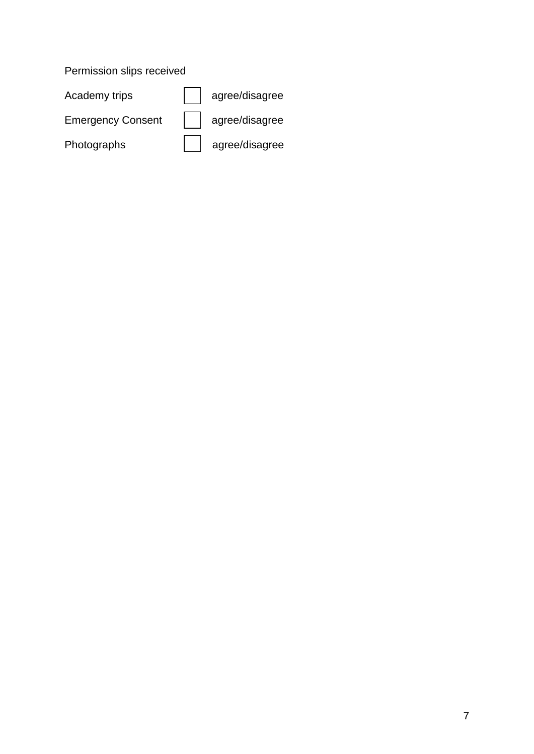Permission slips received

| | | |
|---|---|---|
| Academy trips | ☐ | agree/disagree |
| Emergency Consent | ☐ | agree/disagree |
| Photographs | ☐ | agree/disagree |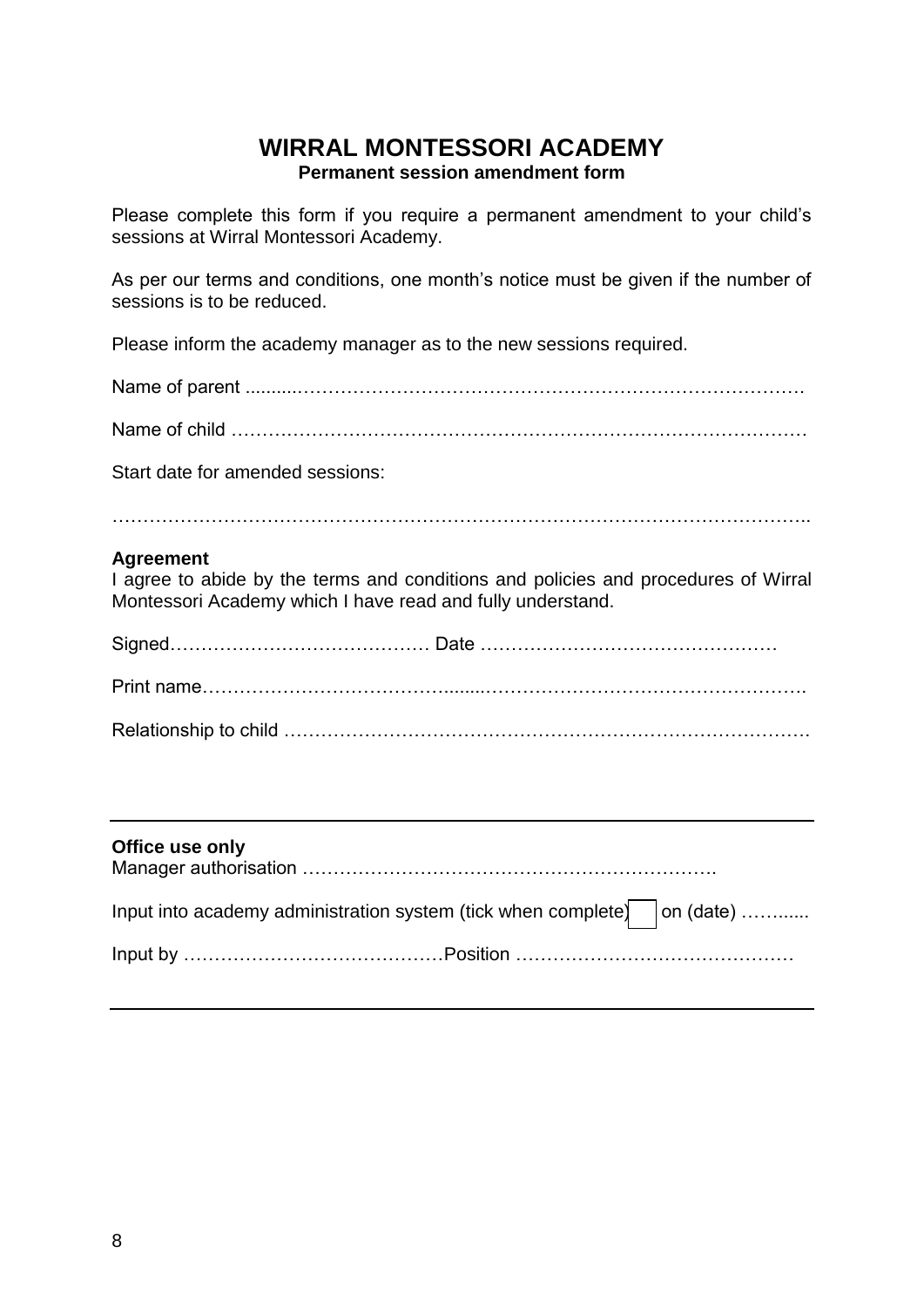# WIRRAL MONTESSORI ACADEMY

**Permanent session amendment form**

Please complete this form if you require a permanent amendment to your child's sessions at Wirral Montessori Academy.

As per our terms and conditions, one month's notice must be given if the number of sessions is to be reduced.

Please inform the academy manager as to the new sessions required.

Name of parent ..........…………………………………………………………………….

Name of child ……………………………………………………………………………….

Start date for amended sessions:

…………………………………………………………………………………………………..

**Agreement**

I agree to abide by the terms and conditions and policies and procedures of Wirral Montessori Academy which I have read and fully understand.

Signed…………………………………… Date …………………………………………

Print name…………………………………......…………………………………………….

Relationship to child ……………………………………………………………………….

---

**Office use only**

Manager authorisation ………………………………………………………….

Input into academy administration system (tick when complete) ☐ on (date) ……......

Input by ……………………………………Position ………………………………………

---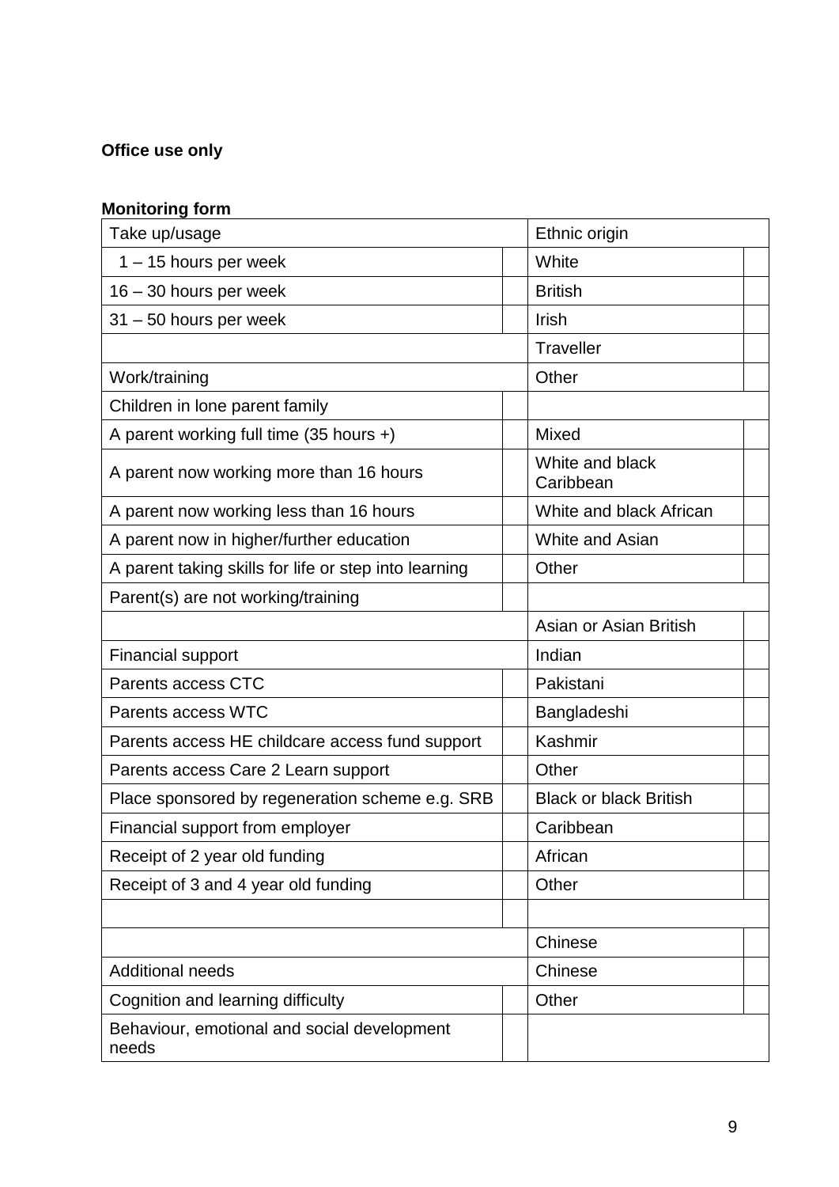**Office use only**

**Monitoring form**

| Take up/usage | | Ethnic origin | |
|---|---|---|---|
| 1 – 15 hours per week | | White | |
| 16 – 30 hours per week | | British | |
| 31 – 50 hours per week | | Irish | |
| | | Traveller | |
| Work/training | | Other | |
| Children in lone parent family | | | |
| A parent working full time (35 hours +) | | Mixed | |
| A parent now working more than 16 hours | | White and black Caribbean | |
| A parent now working less than 16 hours | | White and black African | |
| A parent now in higher/further education | | White and Asian | |
| A parent taking skills for life or step into learning | | Other | |
| Parent(s) are not working/training | | | |
| | | Asian or Asian British | |
| Financial support | | Indian | |
| Parents access CTC | | Pakistani | |
| Parents access WTC | | Bangladeshi | |
| Parents access HE childcare access fund support | | Kashmir | |
| Parents access Care 2 Learn support | | Other | |
| Place sponsored by regeneration scheme e.g. SRB | | Black or black British | |
| Financial support from employer | | Caribbean | |
| Receipt of 2 year old funding | | African | |
| Receipt of 3 and 4 year old funding | | Other | |
| | | | |
| | | Chinese | |
| Additional needs | | Chinese | |
| Cognition and learning difficulty | | Other | |
| Behaviour, emotional and social development needs | | | |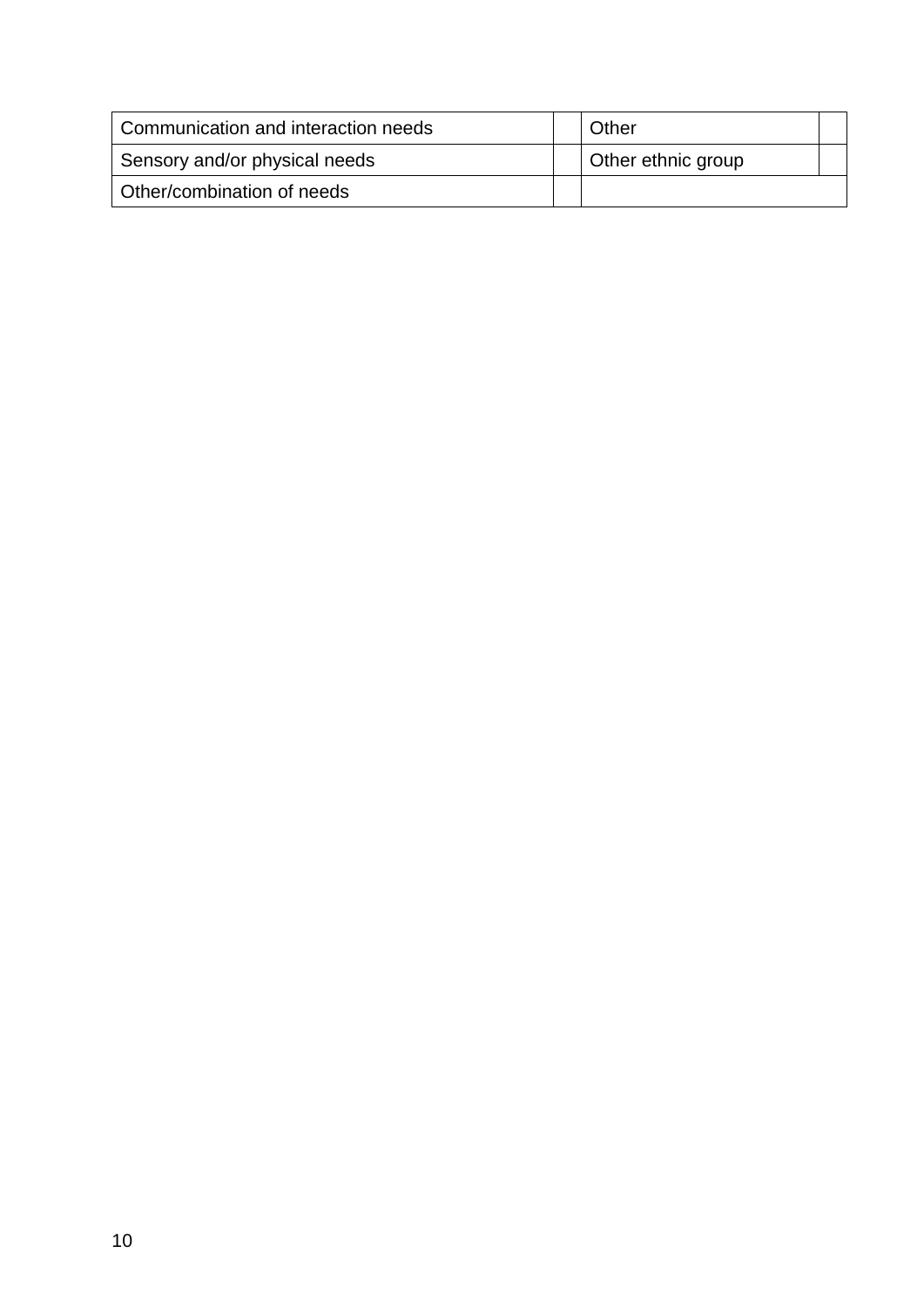| | | | |
|---|---|---|---|
| Communication and interaction needs | | Other | |
| Sensory and/or physical needs | | Other ethnic group | |
| Other/combination of needs | | | |